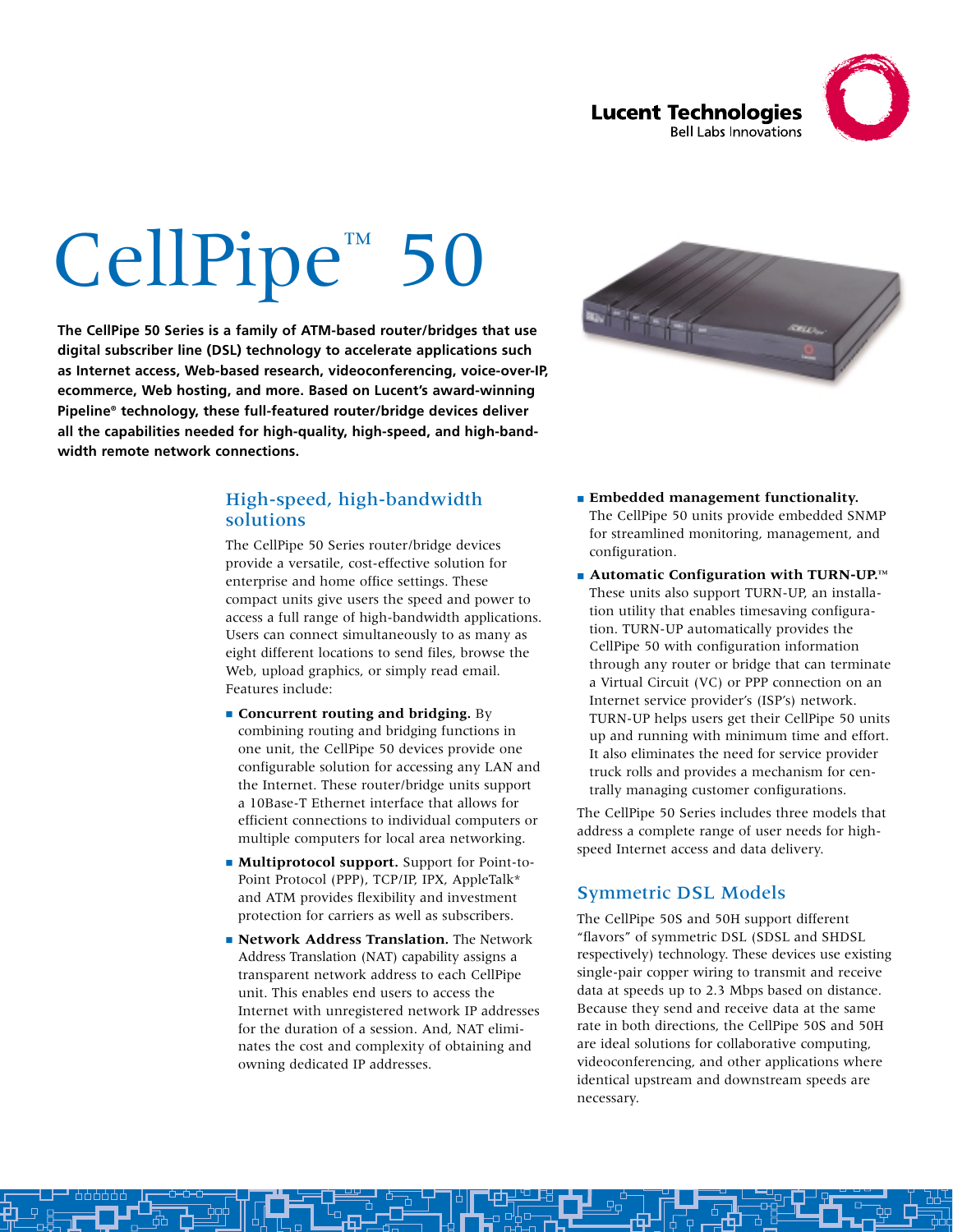Lucent Technologies
Bell Labs Innovations

# CellPipe™ 50

**The CellPipe 50 Series is a family of ATM-based router/bridges that use digital subscriber line (DSL) technology to accelerate applications such as Internet access, Web-based research, videoconferencing, voice-over-IP, ecommerce, Web hosting, and more. Based on Lucent's award-winning Pipeline® technology, these full-featured router/bridge devices deliver all the capabilities needed for high-quality, high-speed, and high-bandwidth remote network connections.**

## High-speed, high-bandwidth solutions

The CellPipe 50 Series router/bridge devices provide a versatile, cost-effective solution for enterprise and home office settings. These compact units give users the speed and power to access a full range of high-bandwidth applications. Users can connect simultaneously to as many as eight different locations to send files, browse the Web, upload graphics, or simply read email. Features include:

- **Concurrent routing and bridging.** By combining routing and bridging functions in one unit, the CellPipe 50 devices provide one configurable solution for accessing any LAN and the Internet. These router/bridge units support a 10Base-T Ethernet interface that allows for efficient connections to individual computers or multiple computers for local area networking.
- **Multiprotocol support.** Support for Point-to-Point Protocol (PPP), TCP/IP, IPX, AppleTalk* and ATM provides flexibility and investment protection for carriers as well as subscribers.
- **Network Address Translation.** The Network Address Translation (NAT) capability assigns a transparent network address to each CellPipe unit. This enables end users to access the Internet with unregistered network IP addresses for the duration of a session. And, NAT eliminates the cost and complexity of obtaining and owning dedicated IP addresses.
- **Embedded management functionality.** The CellPipe 50 units provide embedded SNMP for streamlined monitoring, management, and configuration.
- **Automatic Configuration with TURN-UP.™** These units also support TURN-UP, an installation utility that enables timesaving configuration. TURN-UP automatically provides the CellPipe 50 with configuration information through any router or bridge that can terminate a Virtual Circuit (VC) or PPP connection on an Internet service provider's (ISP's) network. TURN-UP helps users get their CellPipe 50 units up and running with minimum time and effort. It also eliminates the need for service provider truck rolls and provides a mechanism for centrally managing customer configurations.

The CellPipe 50 Series includes three models that address a complete range of user needs for high-speed Internet access and data delivery.

## Symmetric DSL Models

The CellPipe 50S and 50H support different "flavors" of symmetric DSL (SDSL and SHDSL respectively) technology. These devices use existing single-pair copper wiring to transmit and receive data at speeds up to 2.3 Mbps based on distance. Because they send and receive data at the same rate in both directions, the CellPipe 50S and 50H are ideal solutions for collaborative computing, videoconferencing, and other applications where identical upstream and downstream speeds are necessary.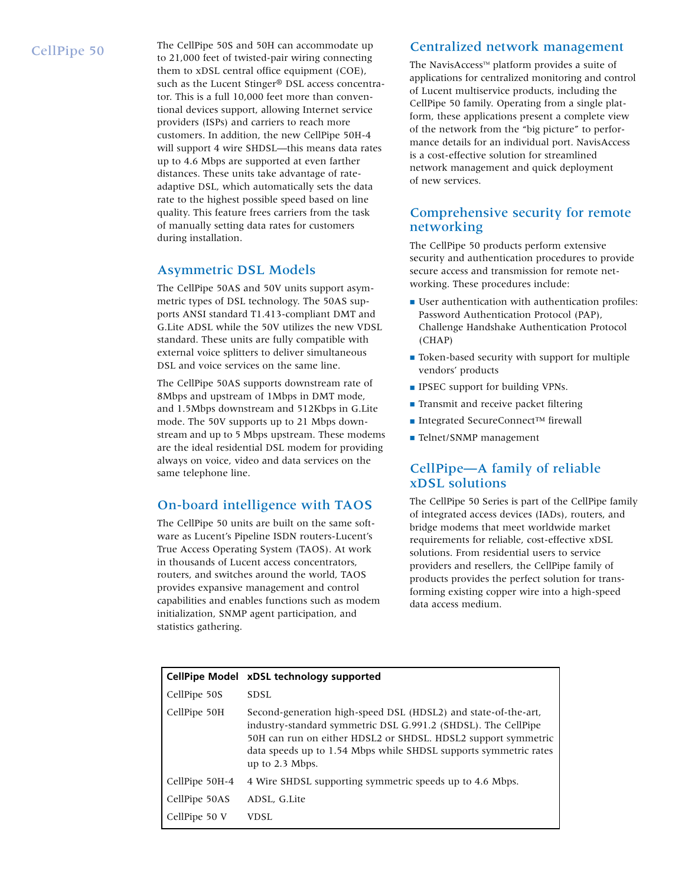CellPipe 50

The CellPipe 50S and 50H can accommodate up to 21,000 feet of twisted-pair wiring connecting them to xDSL central office equipment (COE), such as the Lucent Stinger® DSL access concentrator. This is a full 10,000 feet more than conventional devices support, allowing Internet service providers (ISPs) and carriers to reach more customers. In addition, the new CellPipe 50H-4 will support 4 wire SHDSL—this means data rates up to 4.6 Mbps are supported at even farther distances. These units take advantage of rate-adaptive DSL, which automatically sets the data rate to the highest possible speed based on line quality. This feature frees carriers from the task of manually setting data rates for customers during installation.

## Asymmetric DSL Models

The CellPipe 50AS and 50V units support asymmetric types of DSL technology. The 50AS supports ANSI standard T1.413-compliant DMT and G.Lite ADSL while the 50V utilizes the new VDSL standard. These units are fully compatible with external voice splitters to deliver simultaneous DSL and voice services on the same line.

The CellPipe 50AS supports downstream rate of 8Mbps and upstream of 1Mbps in DMT mode, and 1.5Mbps downstream and 512Kbps in G.Lite mode. The 50V supports up to 21 Mbps downstream and up to 5 Mbps upstream. These modems are the ideal residential DSL modem for providing always on voice, video and data services on the same telephone line.

## On-board intelligence with TAOS

The CellPipe 50 units are built on the same software as Lucent's Pipeline ISDN routers-Lucent's True Access Operating System (TAOS). At work in thousands of Lucent access concentrators, routers, and switches around the world, TAOS provides expansive management and control capabilities and enables functions such as modem initialization, SNMP agent participation, and statistics gathering.

## Centralized network management

The NavisAccess™ platform provides a suite of applications for centralized monitoring and control of Lucent multiservice products, including the CellPipe 50 family. Operating from a single platform, these applications present a complete view of the network from the "big picture" to performance details for an individual port. NavisAccess is a cost-effective solution for streamlined network management and quick deployment of new services.

## Comprehensive security for remote networking

The CellPipe 50 products perform extensive security and authentication procedures to provide secure access and transmission for remote networking. These procedures include:

- User authentication with authentication profiles: Password Authentication Protocol (PAP), Challenge Handshake Authentication Protocol (CHAP)
- Token-based security with support for multiple vendors' products
- IPSEC support for building VPNs.
- Transmit and receive packet filtering
- Integrated SecureConnect™ firewall
- Telnet/SNMP management

## CellPipe—A family of reliable xDSL solutions

The CellPipe 50 Series is part of the CellPipe family of integrated access devices (IADs), routers, and bridge modems that meet worldwide market requirements for reliable, cost-effective xDSL solutions. From residential users to service providers and resellers, the CellPipe family of products provides the perfect solution for transforming existing copper wire into a high-speed data access medium.

| CellPipe Model | xDSL technology supported |
|---|---|
| CellPipe 50S | SDSL |
| CellPipe 50H | Second-generation high-speed DSL (HDSL2) and state-of-the-art, industry-standard symmetric DSL G.991.2 (SHDSL). The CellPipe 50H can run on either HDSL2 or SHDSL. HDSL2 support symmetric data speeds up to 1.54 Mbps while SHDSL supports symmetric rates up to 2.3 Mbps. |
| CellPipe 50H-4 | 4 Wire SHDSL supporting symmetric speeds up to 4.6 Mbps. |
| CellPipe 50AS | ADSL, G.Lite |
| CellPipe 50 V | VDSL |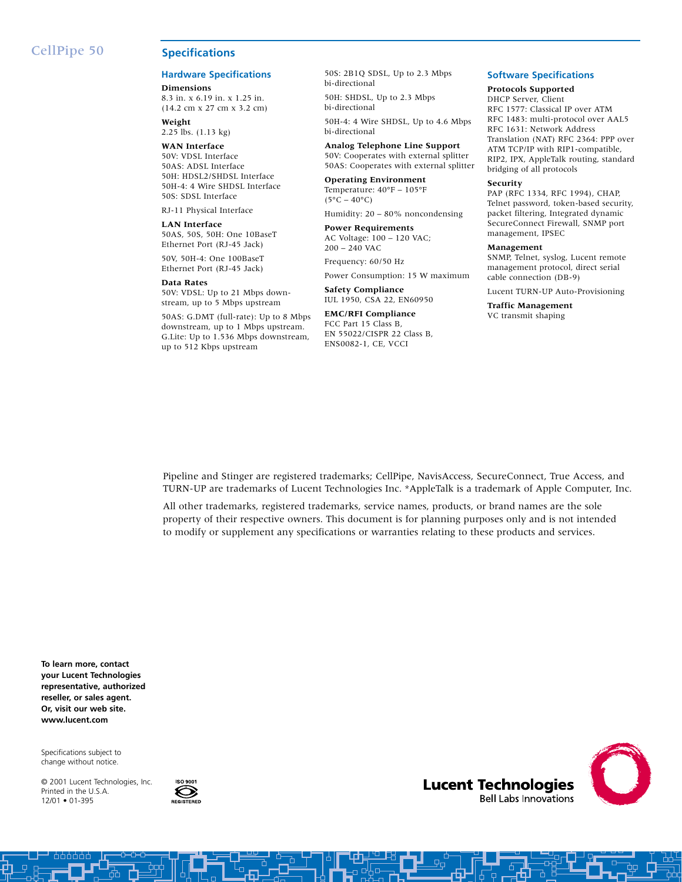## Specifications

### Hardware Specifications

**Dimensions**
8.3 in. x 6.19 in. x 1.25 in.
(14.2 cm x 27 cm x 3.2 cm)

**Weight**
2.25 lbs. (1.13 kg)

**WAN Interface**
50V: VDSL Interface
50AS: ADSL Interface
50H: HDSL2/SHDSL Interface
50H-4: 4 Wire SHDSL Interface
50S: SDSL Interface

RJ-11 Physical Interface

**LAN Interface**
50AS, 50S, 50H: One 10BaseT Ethernet Port (RJ-45 Jack)

50V, 50H-4: One 100BaseT Ethernet Port (RJ-45 Jack)

**Data Rates**
50V: VDSL: Up to 21 Mbps downstream, up to 5 Mbps upstream

50AS: G.DMT (full-rate): Up to 8 Mbps downstream, up to 1 Mbps upstream. G.Lite: Up to 1.536 Mbps downstream, up to 512 Kbps upstream

50S: 2B1Q SDSL, Up to 2.3 Mbps bi-directional

50H: SHDSL, Up to 2.3 Mbps bi-directional

50H-4: 4 Wire SHDSL, Up to 4.6 Mbps bi-directional

**Analog Telephone Line Support**
50V: Cooperates with external splitter
50AS: Cooperates with external splitter

**Operating Environment**
Temperature: 40°F – 105°F
(5°C – 40°C)

Humidity: 20 – 80% noncondensing

**Power Requirements**
AC Voltage: 100 – 120 VAC;
200 – 240 VAC

Frequency: 60/50 Hz

Power Consumption: 15 W maximum

**Safety Compliance**
IUL 1950, CSA 22, EN60950

**EMC/RFI Compliance**
FCC Part 15 Class B,
EN 55022/CISPR 22 Class B,
ENS0082-1, CE, VCCI

### Software Specifications

**Protocols Supported**
DHCP Server, Client
RFC 1577: Classical IP over ATM
RFC 1483: multi-protocol over AAL5
RFC 1631: Network Address Translation (NAT) RFC 2364: PPP over ATM TCP/IP with RIP1-compatible, RIP2, IPX, AppleTalk routing, standard bridging of all protocols

**Security**
PAP (RFC 1334, RFC 1994), CHAP, Telnet password, token-based security, packet filtering, Integrated dynamic SecureConnect Firewall, SNMP port management, IPSEC

**Management**
SNMP, Telnet, syslog, Lucent remote management protocol, direct serial cable connection (DB-9)

Lucent TURN-UP Auto-Provisioning

**Traffic Management**
VC transmit shaping

Pipeline and Stinger are registered trademarks; CellPipe, NavisAccess, SecureConnect, True Access, and TURN-UP are trademarks of Lucent Technologies Inc. *AppleTalk is a trademark of Apple Computer, Inc.

All other trademarks, registered trademarks, service names, products, or brand names are the sole property of their respective owners. This document is for planning purposes only and is not intended to modify or supplement any specifications or warranties relating to these products and services.

**To learn more, contact your Lucent Technologies representative, authorized reseller, or sales agent. Or, visit our web site. www.lucent.com**

Specifications subject to change without notice.

© 2001 Lucent Technologies, Inc.
Printed in the U.S.A.
12/01 • 01-395

ISO 9001 REGISTERED

Lucent Technologies
Bell Labs Innovations